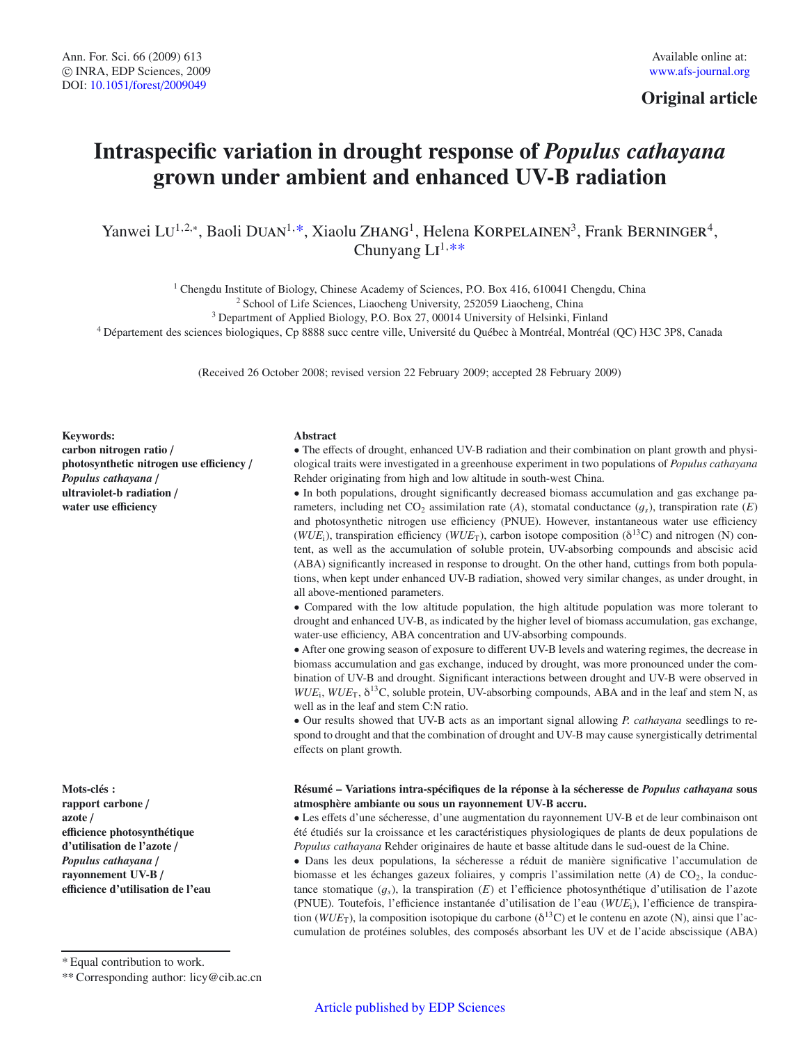Original article

# Intraspecific variation in drought response of *Populus cathayana* grown under ambient and enhanced UV-B radiation

Yanwei Lu[1,2,*], Baoli Duan[1,*], Xiaolu Zhang[1], Helena Korpelainen[3], Frank Berninger[4], Chunyang Li[1,**]

[1] Chengdu Institute of Biology, Chinese Academy of Sciences, P.O. Box 416, 610041 Chengdu, China
[2] School of Life Sciences, Liaocheng University, 252059 Liaocheng, China
[3] Department of Applied Biology, P.O. Box 27, 00014 University of Helsinki, Finland
[4] Département des sciences biologiques, Cp 8888 succ centre ville, Université du Québec à Montréal, Montréal (QC) H3C 3P8, Canada

(Received 26 October 2008; revised version 22 February 2009; accepted 28 February 2009)

**Keywords:**
**carbon nitrogen ratio /**
**photosynthetic nitrogen use efficiency /**
***Populus cathayana* /**
**ultraviolet-b radiation /**
**water use efficiency**

**Abstract**

• The effects of drought, enhanced UV-B radiation and their combination on plant growth and physiological traits were investigated in a greenhouse experiment in two populations of *Populus cathayana* Rehder originating from high and low altitude in south-west China.

• In both populations, drought significantly decreased biomass accumulation and gas exchange parameters, including net $CO_2$ assimilation rate ($A$), stomatal conductance ($g_s$), transpiration rate ($E$) and photosynthetic nitrogen use efficiency (PNUE). However, instantaneous water use efficiency ($WUE_i$), transpiration efficiency ($WUE_T$), carbon isotope composition ($\delta^{13}C$) and nitrogen (N) content, as well as the accumulation of soluble protein, UV-absorbing compounds and abscisic acid (ABA) significantly increased in response to drought. On the other hand, cuttings from both populations, when kept under enhanced UV-B radiation, showed very similar changes, as under drought, in all above-mentioned parameters.

• Compared with the low altitude population, the high altitude population was more tolerant to drought and enhanced UV-B, as indicated by the higher level of biomass accumulation, gas exchange, water-use efficiency, ABA concentration and UV-absorbing compounds.

• After one growing season of exposure to different UV-B levels and watering regimes, the decrease in biomass accumulation and gas exchange, induced by drought, was more pronounced under the combination of UV-B and drought. Significant interactions between drought and UV-B were observed in $WUE_i$, $WUE_T$, $\delta^{13}C$, soluble protein, UV-absorbing compounds, ABA and in the leaf and stem N, as well as in the leaf and stem C:N ratio.

• Our results showed that UV-B acts as an important signal allowing *P. cathayana* seedlings to respond to drought and that the combination of drought and UV-B may cause synergistically detrimental effects on plant growth.

**Mots-clés :**
**rapport carbone /**
**azote /**
**efficience photosynthétique d'utilisation de l'azote /**
***Populus cathayana* /**
**rayonnement UV-B /**
**efficience d'utilisation de l'eau**

**Résumé – Variations intra-spécifiques de la réponse à la sécheresse de *Populus cathayana* sous atmosphère ambiante ou sous un rayonnement UV-B accru.**

• Les effets d'une sécheresse, d'une augmentation du rayonnement UV-B et de leur combinaison ont été étudiés sur la croissance et les caractéristiques physiologiques de plants de deux populations de *Populus cathayana* Rehder originaires de haute et basse altitude dans le sud-ouest de la Chine.

• Dans les deux populations, la sécheresse a réduit de manière significative l'accumulation de biomasse et les échanges gazeux foliaires, y compris l'assimilation nette ($A$) de $CO_2$, la conductance stomatique ($g_s$), la transpiration ($E$) et l'efficience photosynthétique d'utilisation de l'azote (PNUE). Toutefois, l'efficience instantanée d'utilisation de l'eau ($WUE_i$), l'efficience de transpiration ($WUE_T$), la composition isotopique du carbone ($\delta^{13}C$) et le contenu en azote (N), ainsi que l'accumulation de protéines solubles, des composés absorbant les UV et de l'acide abscissique (ABA)

* Equal contribution to work.
** Corresponding author: licy@cib.ac.cn

Article published by EDP Sciences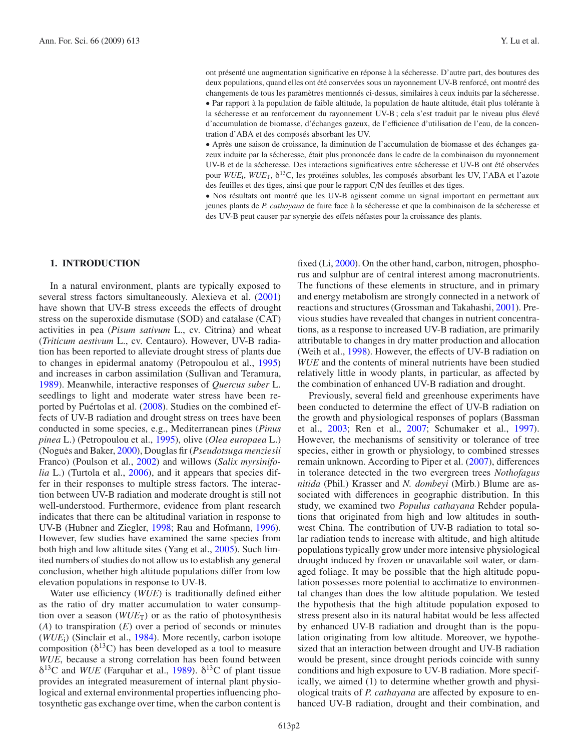ont présenté une augmentation significative en réponse à la sécheresse. D'autre part, des boutures des deux populations, quand elles ont été conservées sous un rayonnement UV-B renforcé, ont montré des changements de tous les paramètres mentionnés ci-dessus, similaires à ceux induits par la sécheresse.

• Par rapport à la population de faible altitude, la population de haute altitude, était plus tolérante à la sécheresse et au renforcement du rayonnement UV-B ; cela s'est traduit par le niveau plus élevé d'accumulation de biomasse, d'échanges gazeux, de l'efficience d'utilisation de l'eau, de la concentration d'ABA et des composés absorbant les UV.

• Après une saison de croissance, la diminution de l'accumulation de biomasse et des échanges gazeux induite par la sécheresse, était plus prononcée dans le cadre de la combinaison du rayonnement UV-B et de la sécheresse. Des interactions significatives entre sécheresse et UV-B ont été observées pour $WUE_i$, $WUE_T$, $\delta^{13}C$, les protéines solubles, les composés absorbant les UV, l'ABA et l'azote des feuilles et des tiges, ainsi que pour le rapport C/N des feuilles et des tiges.

• Nos résultats ont montré que les UV-B agissent comme un signal important en permettant aux jeunes plants de *P. cathayana* de faire face à la sécheresse et que la combinaison de la sécheresse et des UV-B peut causer par synergie des effets néfastes pour la croissance des plants.

## 1. INTRODUCTION

In a natural environment, plants are typically exposed to several stress factors simultaneously. Alexieva et al. (2001) have shown that UV-B stress exceeds the effects of drought stress on the superoxide dismutase (SOD) and catalase (CAT) activities in pea (*Pisum sativum* L., cv. Citrina) and wheat (*Triticum aestivum* L., cv. Centauro). However, UV-B radiation has been reported to alleviate drought stress of plants due to changes in epidermal anatomy (Petropoulou et al., 1995) and increases in carbon assimilation (Sullivan and Teramura, 1989). Meanwhile, interactive responses of *Quercus suber* L. seedlings to light and moderate water stress have been reported by Puértolas et al. (2008). Studies on the combined effects of UV-B radiation and drought stress on trees have been conducted in some species, e.g., Mediterranean pines (*Pinus pinea* L.) (Petropoulou et al., 1995), olive (*Olea europaea* L.) (Nogués and Baker, 2000), Douglas fir (*Pseudotsuga menziesii* Franco) (Poulson et al., 2002) and willows (*Salix myrsinifolia* L.) (Turtola et al., 2006), and it appears that species differ in their responses to multiple stress factors. The interaction between UV-B radiation and moderate drought is still not well-understood. Furthermore, evidence from plant research indicates that there can be altitudinal variation in response to UV-B (Hubner and Ziegler, 1998; Rau and Hofmann, 1996). However, few studies have examined the same species from both high and low altitude sites (Yang et al., 2005). Such limited numbers of studies do not allow us to establish any general conclusion, whether high altitude populations differ from low elevation populations in response to UV-B.

Water use efficiency (*WUE*) is traditionally defined either as the ratio of dry matter accumulation to water consumption over a season ($WUE_T$) or as the ratio of photosynthesis ($A$) to transpiration ($E$) over a period of seconds or minutes ($WUE_i$) (Sinclair et al., 1984). More recently, carbon isotope composition ($\delta^{13}C$) has been developed as a tool to measure *WUE*, because a strong correlation has been found between $\delta^{13}C$ and *WUE* (Farquhar et al., 1989). $\delta^{13}C$ of plant tissue provides an integrated measurement of internal plant physiological and external environmental properties influencing photosynthetic gas exchange over time, when the carbon content is fixed (Li, 2000). On the other hand, carbon, nitrogen, phosphorus and sulphur are of central interest among macronutrients. The functions of these elements in structure, and in primary and energy metabolism are strongly connected in a network of reactions and structures (Grossman and Takahashi, 2001). Previous studies have revealed that changes in nutrient concentrations, as a response to increased UV-B radiation, are primarily attributable to changes in dry matter production and allocation (Weih et al., 1998). However, the effects of UV-B radiation on *WUE* and the contents of mineral nutrients have been studied relatively little in woody plants, in particular, as affected by the combination of enhanced UV-B radiation and drought.

Previously, several field and greenhouse experiments have been conducted to determine the effect of UV-B radiation on the growth and physiological responses of poplars (Bassman et al., 2003; Ren et al., 2007; Schumaker et al., 1997). However, the mechanisms of sensitivity or tolerance of tree species, either in growth or physiology, to combined stresses remain unknown. According to Piper et al. (2007), differences in tolerance detected in the two evergreen trees *Nothofagus nitida* (Phil.) Krasser and *N. dombeyi* (Mirb.) Blume are associated with differences in geographic distribution. In this study, we examined two *Populus cathayana* Rehder populations that originated from high and low altitudes in southwest China. The contribution of UV-B radiation to total solar radiation tends to increase with altitude, and high altitude populations typically grow under more intensive physiological drought induced by frozen or unavailable soil water, or damaged foliage. It may be possible that the high altitude population possesses more potential to acclimatize to environmental changes than does the low altitude population. We tested the hypothesis that the high altitude population exposed to stress present also in its natural habitat would be less affected by enhanced UV-B radiation and drought than is the population originating from low altitude. Moreover, we hypothesized that an interaction between drought and UV-B radiation would be present, since drought periods coincide with sunny conditions and high exposure to UV-B radiation. More specifically, we aimed (1) to determine whether growth and physiological traits of *P. cathayana* are affected by exposure to enhanced UV-B radiation, drought and their combination, and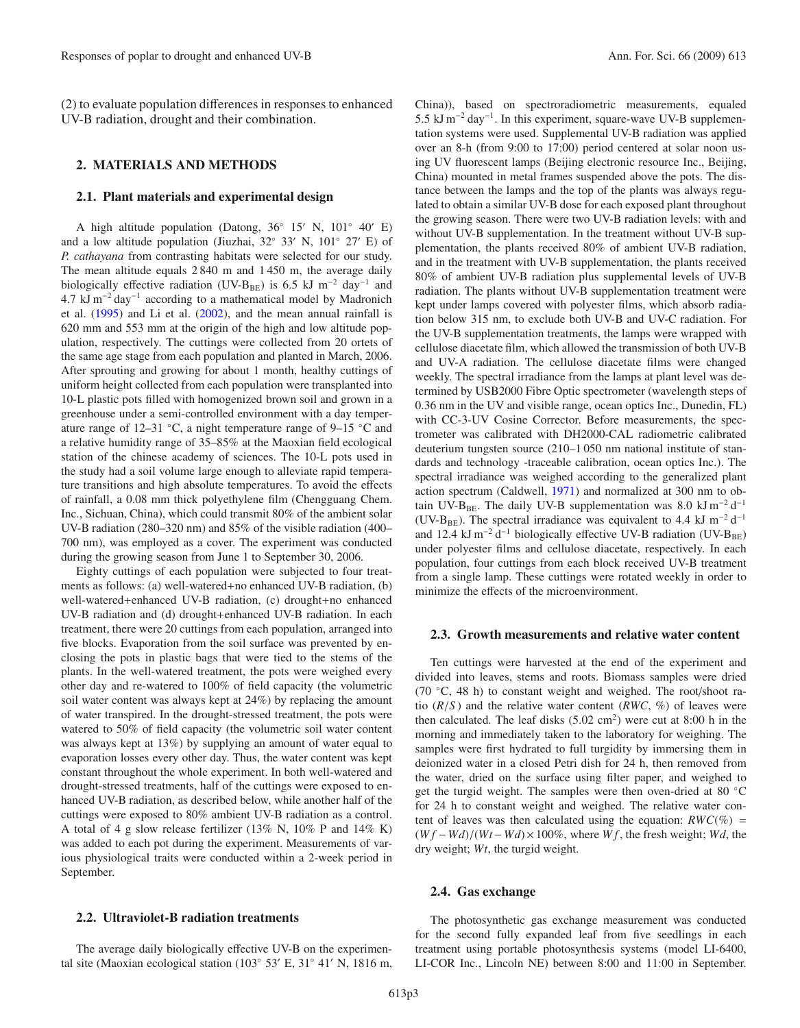(2) to evaluate population differences in responses to enhanced UV-B radiation, drought and their combination.

## 2. MATERIALS AND METHODS

### 2.1. Plant materials and experimental design

A high altitude population (Datong, 36° 15′ N, 101° 40′ E) and a low altitude population (Jiuzhai, 32° 33′ N, 101° 27′ E) of *P. cathayana* from contrasting habitats were selected for our study. The mean altitude equals 2 840 m and 1 450 m, the average daily biologically effective radiation ($UV\text{-}B_{BE}$) is 6.5 kJ $m^{-2}$ $day^{-1}$ and 4.7 kJ $m^{-2}$ $day^{-1}$ according to a mathematical model by Madronich et al. (1995) and Li et al. (2002), and the mean annual rainfall is 620 mm and 553 mm at the origin of the high and low altitude population, respectively. The cuttings were collected from 20 ortets of the same age stage from each population and planted in March, 2006. After sprouting and growing for about 1 month, healthy cuttings of uniform height collected from each population were transplanted into 10-L plastic pots filled with homogenized brown soil and grown in a greenhouse under a semi-controlled environment with a day temperature range of 12–31 °C, a night temperature range of 9–15 °C and a relative humidity range of 35–85% at the Maoxian field ecological station of the chinese academy of sciences. The 10-L pots used in the study had a soil volume large enough to alleviate rapid temperature transitions and high absolute temperatures. To avoid the effects of rainfall, a 0.08 mm thick polyethylene film (Chengguang Chem. Inc., Sichuan, China), which could transmit 80% of the ambient solar UV-B radiation (280–320 nm) and 85% of the visible radiation (400–700 nm), was employed as a cover. The experiment was conducted during the growing season from June 1 to September 30, 2006.

Eighty cuttings of each population were subjected to four treatments as follows: (a) well-watered+no enhanced UV-B radiation, (b) well-watered+enhanced UV-B radiation, (c) drought+no enhanced UV-B radiation and (d) drought+enhanced UV-B radiation. In each treatment, there were 20 cuttings from each population, arranged into five blocks. Evaporation from the soil surface was prevented by enclosing the pots in plastic bags that were tied to the stems of the plants. In the well-watered treatment, the pots were weighed every other day and re-watered to 100% of field capacity (the volumetric soil water content was always kept at 24%) by replacing the amount of water transpired. In the drought-stressed treatment, the pots were watered to 50% of field capacity (the volumetric soil water content was always kept at 13%) by supplying an amount of water equal to evaporation losses every other day. Thus, the water content was kept constant throughout the whole experiment. In both well-watered and drought-stressed treatments, half of the cuttings were exposed to enhanced UV-B radiation, as described below, while another half of the cuttings were exposed to 80% ambient UV-B radiation as a control. A total of 4 g slow release fertilizer (13% N, 10% P and 14% K) was added to each pot during the experiment. Measurements of various physiological traits were conducted within a 2-week period in September.

### 2.2. Ultraviolet-B radiation treatments

The average daily biologically effective UV-B on the experimental site (Maoxian ecological station (103° 53′ E, 31° 41′ N, 1816 m, China)), based on spectroradiometric measurements, equaled 5.5 kJ $m^{-2}$ $day^{-1}$. In this experiment, square-wave UV-B supplementation systems were used. Supplemental UV-B radiation was applied over an 8-h (from 9:00 to 17:00) period centered at solar noon using UV fluorescent lamps (Beijing electronic resource Inc., Beijing, China) mounted in metal frames suspended above the pots. The distance between the lamps and the top of the plants was always regulated to obtain a similar UV-B dose for each exposed plant throughout the growing season. There were two UV-B radiation levels: with and without UV-B supplementation. In the treatment without UV-B supplementation, the plants received 80% of ambient UV-B radiation, and in the treatment with UV-B supplementation, the plants received 80% of ambient UV-B radiation plus supplemental levels of UV-B radiation. The plants without UV-B supplementation treatment were kept under lamps covered with polyester films, which absorb radiation below 315 nm, to exclude both UV-B and UV-C radiation. For the UV-B supplementation treatments, the lamps were wrapped with cellulose diacetate film, which allowed the transmission of both UV-B and UV-A radiation. The cellulose diacetate films were changed weekly. The spectral irradiance from the lamps at plant level was determined by USB2000 Fibre Optic spectrometer (wavelength steps of 0.36 nm in the UV and visible range, ocean optics Inc., Dunedin, FL) with CC-3-UV Cosine Corrector. Before measurements, the spectrometer was calibrated with DH2000-CAL radiometric calibrated deuterium tungsten source (210–1 050 nm national institute of standards and technology -traceable calibration, ocean optics Inc.). The spectral irradiance was weighed according to the generalized plant action spectrum (Caldwell, 1971) and normalized at 300 nm to obtain $UV\text{-}B_{BE}$. The daily UV-B supplementation was 8.0 kJ $m^{-2}$ $d^{-1}$ ($UV\text{-}B_{BE}$). The spectral irradiance was equivalent to 4.4 kJ $m^{-2}$ $d^{-1}$ and 12.4 kJ $m^{-2}$ $d^{-1}$ biologically effective UV-B radiation ($UV\text{-}B_{BE}$) under polyester films and cellulose diacetate, respectively. In each population, four cuttings from each block received UV-B treatment from a single lamp. These cuttings were rotated weekly in order to minimize the effects of the microenvironment.

### 2.3. Growth measurements and relative water content

Ten cuttings were harvested at the end of the experiment and divided into leaves, stems and roots. Biomass samples were dried (70 °C, 48 h) to constant weight and weighed. The root/shoot ratio ($R/S$) and the relative water content ($RWC$, %) of leaves were then calculated. The leaf disks (5.02 $cm^2$) were cut at 8:00 h in the morning and immediately taken to the laboratory for weighing. The samples were first hydrated to full turgidity by immersing them in deionized water in a closed Petri dish for 24 h, then removed from the water, dried on the surface using filter paper, and weighed to get the turgid weight. The samples were then oven-dried at 80 °C for 24 h to constant weight and weighed. The relative water content of leaves was then calculated using the equation: $RWC(\%) = (Wf - Wd)/(Wt - Wd) \times 100\%$, where $Wf$, the fresh weight; $Wd$, the dry weight; $Wt$, the turgid weight.

### 2.4. Gas exchange

The photosynthetic gas exchange measurement was conducted for the second fully expanded leaf from five seedlings in each treatment using portable photosynthesis systems (model LI-6400, LI-COR Inc., Lincoln NE) between 8:00 and 11:00 in September.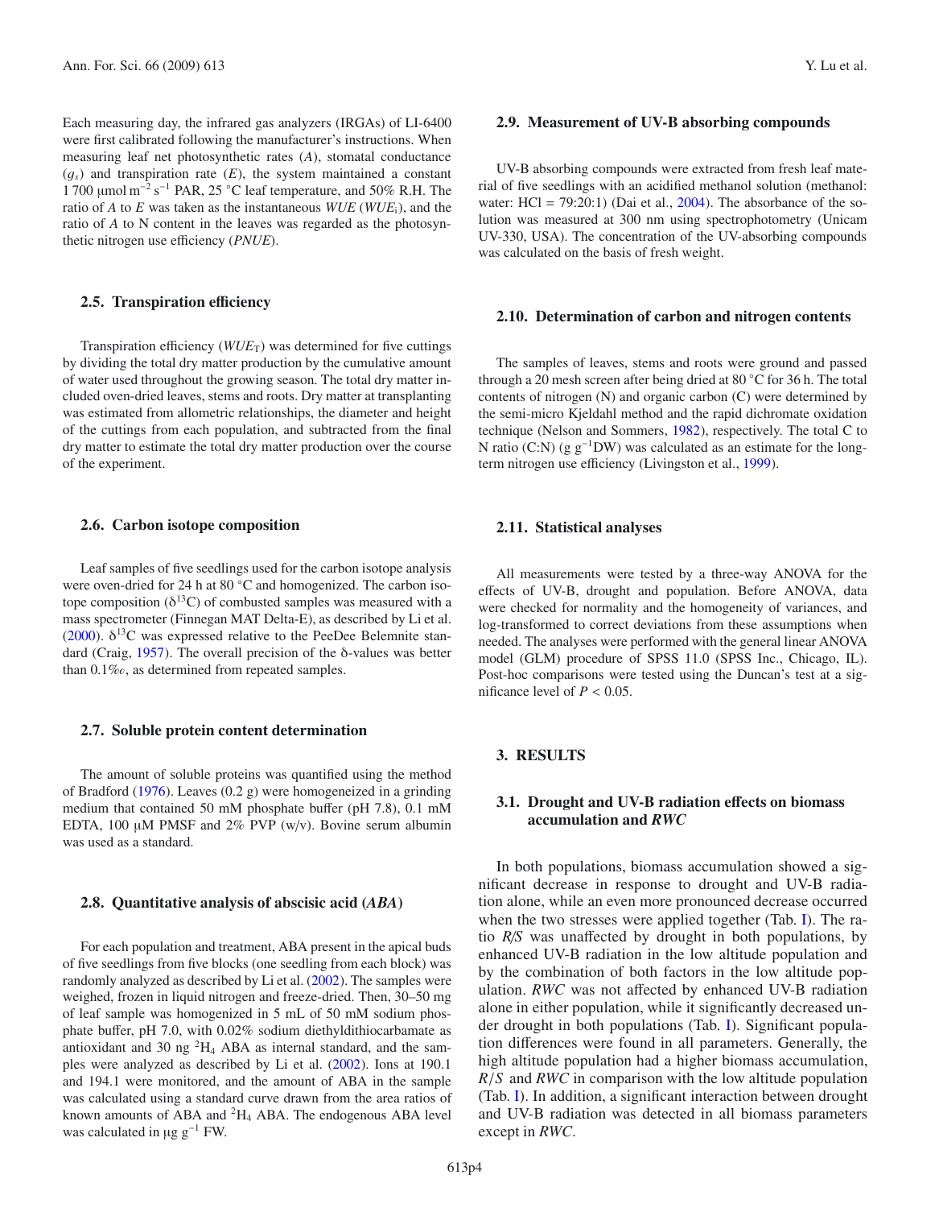Each measuring day, the infrared gas analyzers (IRGAs) of LI-6400 were first calibrated following the manufacturer's instructions. When measuring leaf net photosynthetic rates (*A*), stomatal conductance ($g_s$) and transpiration rate (*E*), the system maintained a constant 1 700 μmol $m^{-2}$ $s^{-1}$ PAR, 25 °C leaf temperature, and 50% R.H. The ratio of *A* to *E* was taken as the instantaneous *WUE* ($WUE_i$), and the ratio of *A* to N content in the leaves was regarded as the photosynthetic nitrogen use efficiency (*PNUE*).

### 2.5. Transpiration efficiency

Transpiration efficiency ($WUE_T$) was determined for five cuttings by dividing the total dry matter production by the cumulative amount of water used throughout the growing season. The total dry matter included oven-dried leaves, stems and roots. Dry matter at transplanting was estimated from allometric relationships, the diameter and height of the cuttings from each population, and subtracted from the final dry matter to estimate the total dry matter production over the course of the experiment.

### 2.6. Carbon isotope composition

Leaf samples of five seedlings used for the carbon isotope analysis were oven-dried for 24 h at 80 °C and homogenized. The carbon isotope composition ($\delta^{13}C$) of combusted samples was measured with a mass spectrometer (Finnegan MAT Delta-E), as described by Li et al. (2000). $\delta^{13}C$ was expressed relative to the PeeDee Belemnite standard (Craig, 1957). The overall precision of the δ-values was better than 0.1‰, as determined from repeated samples.

### 2.7. Soluble protein content determination

The amount of soluble proteins was quantified using the method of Bradford (1976). Leaves (0.2 g) were homogeneized in a grinding medium that contained 50 mM phosphate buffer (pH 7.8), 0.1 mM EDTA, 100 μM PMSF and 2% PVP (w/v). Bovine serum albumin was used as a standard.

### 2.8. Quantitative analysis of abscisic acid (*ABA*)

For each population and treatment, ABA present in the apical buds of five seedlings from five blocks (one seedling from each block) was randomly analyzed as described by Li et al. (2002). The samples were weighed, frozen in liquid nitrogen and freeze-dried. Then, 30–50 mg of leaf sample was homogenized in 5 mL of 50 mM sodium phosphate buffer, pH 7.0, with 0.02% sodium diethyldithiocarbamate as antioxidant and 30 ng $^{2}H_4$ ABA as internal standard, and the samples were analyzed as described by Li et al. (2002). Ions at 190.1 and 194.1 were monitored, and the amount of ABA in the sample was calculated using a standard curve drawn from the area ratios of known amounts of ABA and $^{2}H_4$ ABA. The endogenous ABA level was calculated in μg $g^{-1}$ FW.

### 2.9. Measurement of UV-B absorbing compounds

UV-B absorbing compounds were extracted from fresh leaf material of five seedlings with an acidified methanol solution (methanol: water: HCl = 79:20:1) (Dai et al., 2004). The absorbance of the solution was measured at 300 nm using spectrophotometry (Unicam UV-330, USA). The concentration of the UV-absorbing compounds was calculated on the basis of fresh weight.

### 2.10. Determination of carbon and nitrogen contents

The samples of leaves, stems and roots were ground and passed through a 20 mesh screen after being dried at 80 °C for 36 h. The total contents of nitrogen (N) and organic carbon (C) were determined by the semi-micro Kjeldahl method and the rapid dichromate oxidation technique (Nelson and Sommers, 1982), respectively. The total C to N ratio (C:N) (g $g^{-1}$DW) was calculated as an estimate for the long-term nitrogen use efficiency (Livingston et al., 1999).

### 2.11. Statistical analyses

All measurements were tested by a three-way ANOVA for the effects of UV-B, drought and population. Before ANOVA, data were checked for normality and the homogeneity of variances, and log-transformed to correct deviations from these assumptions when needed. The analyses were performed with the general linear ANOVA model (GLM) procedure of SPSS 11.0 (SPSS Inc., Chicago, IL). Post-hoc comparisons were tested using the Duncan's test at a significance level of $P < 0.05$.

## 3. RESULTS

### 3.1. Drought and UV-B radiation effects on biomass accumulation and *RWC*

In both populations, biomass accumulation showed a significant decrease in response to drought and UV-B radiation alone, while an even more pronounced decrease occurred when the two stresses were applied together (Tab. I). The ratio *R/S* was unaffected by drought in both populations, by enhanced UV-B radiation in the low altitude population and by the combination of both factors in the low altitude population. *RWC* was not affected by enhanced UV-B radiation alone in either population, while it significantly decreased under drought in both populations (Tab. I). Significant population differences were found in all parameters. Generally, the high altitude population had a higher biomass accumulation, *R/S* and *RWC* in comparison with the low altitude population (Tab. I). In addition, a significant interaction between drought and UV-B radiation was detected in all biomass parameters except in *RWC*.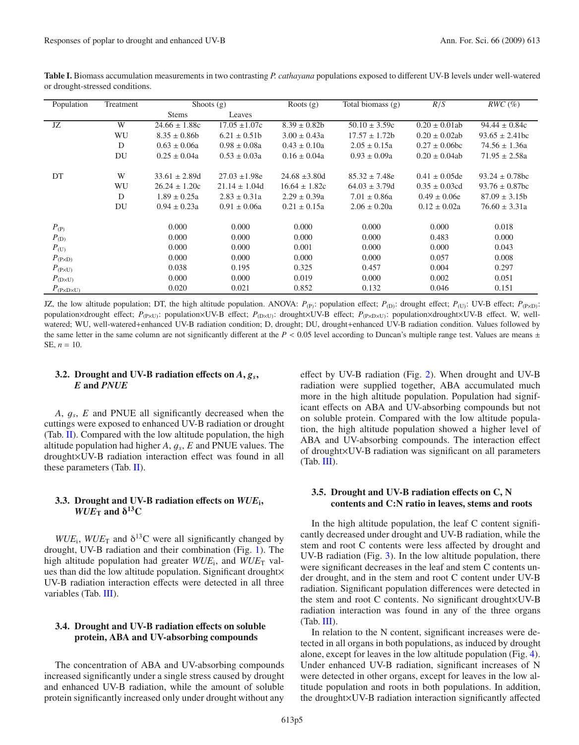**Table I.** Biomass accumulation measurements in two contrasting *P. cathayana* populations exposed to different UV-B levels under well-watered or drought-stressed conditions.

| Population | Treatment | Shoots (g) | | Roots (g) | Total biomass (g) | $R/S$ | $RWC$ (%) |
|---|---|---|---|---|---|---|---|
| | | Stems | Leaves | | | | |
| JZ | W | 24.66 ± 1.88c | 17.05 ±1.07c | 8.39 ± 0.82b | 50.10 ± 3.59c | 0.20 ± 0.01ab | 94.44 ± 0.84c |
| | WU | 8.35 ± 0.86b | 6.21 ± 0.51b | 3.00 ± 0.43a | 17.57 ± 1.72b | 0.20 ± 0.02ab | 93.65 ± 2.41bc |
| | D | 0.63 ± 0.06a | 0.98 ± 0.08a | 0.43 ± 0.10a | 2.05 ± 0.15a | 0.27 ± 0.06bc | 74.56 ± 1.36a |
| | DU | 0.25 ± 0.04a | 0.53 ± 0.03a | 0.16 ± 0.04a | 0.93 ± 0.09a | 0.20 ± 0.04ab | 71.95 ± 2.58a |
| DT | W | 33.61 ± 2.89d | 27.03 ±1.98e | 24.68 ±3.80d | 85.32 ± 7.48e | 0.41 ± 0.05de | 93.24 ± 0.78bc |
| | WU | 26.24 ± 1.20c | 21.14 ± 1.04d | 16.64 ± 1.82c | 64.03 ± 3.79d | 0.35 ± 0.03cd | 93.76 ± 0.87bc |
| | D | 1.89 ± 0.25a | 2.83 ± 0.31a | 2.29 ± 0.39a | 7.01 ± 0.86a | 0.49 ± 0.06e | 87.09 ± 3.15b |
| | DU | 0.94 ± 0.23a | 0.91 ± 0.06a | 0.21 ± 0.15a | 2.06 ± 0.20a | 0.12 ± 0.02a | 76.60 ± 3.31a |
| $P_{(P)}$ | | 0.000 | 0.000 | 0.000 | 0.000 | 0.000 | 0.018 |
| $P_{(D)}$ | | 0.000 | 0.000 | 0.000 | 0.000 | 0.483 | 0.000 |
| $P_{(U)}$ | | 0.000 | 0.000 | 0.001 | 0.000 | 0.000 | 0.043 |
| $P_{(P\times D)}$ | | 0.000 | 0.000 | 0.000 | 0.000 | 0.057 | 0.008 |
| $P_{(P\times U)}$ | | 0.038 | 0.195 | 0.325 | 0.457 | 0.004 | 0.297 |
| $P_{(D\times U)}$ | | 0.000 | 0.000 | 0.019 | 0.000 | 0.002 | 0.051 |
| $P_{(P\times D\times U)}$ | | 0.020 | 0.021 | 0.852 | 0.132 | 0.046 | 0.151 |

JZ, the low altitude population; DT, the high altitude population. ANOVA: $P_{(P)}$: population effect; $P_{(D)}$: drought effect; $P_{(U)}$: UV-B effect; $P_{(P\times D)}$: population×drought effect; $P_{(P\times U)}$: population×UV-B effect; $P_{(D\times U)}$: drought×UV-B effect; $P_{(P\times D\times U)}$: population×drought×UV-B effect. W, well-watered; WU, well-watered+enhanced UV-B radiation condition; D, drought; DU, drought+enhanced UV-B radiation condition. Values followed by the same letter in the same column are not significantly different at the $P < 0.05$ level according to Duncan's multiple range test. Values are means ± SE, $n = 10$.

### 3.2. Drought and UV-B radiation effects on $A$, $g_s$, $E$ and $PNUE$

$A$, $g_s$, $E$ and PNUE all significantly decreased when the cuttings were exposed to enhanced UV-B radiation or drought (Tab. II). Compared with the low altitude population, the high altitude population had higher $A$, $g_s$, $E$ and PNUE values. The drought×UV-B radiation interaction effect was found in all these parameters (Tab. II).

### 3.3. Drought and UV-B radiation effects on $WUE_i$, $WUE_T$ and $\delta^{13}C$

$WUE_i$, $WUE_T$ and $\delta^{13}C$ were all significantly changed by drought, UV-B radiation and their combination (Fig. 1). The high altitude population had greater $WUE_i$, and $WUE_T$ values than did the low altitude population. Significant drought× UV-B radiation interaction effects were detected in all three variables (Tab. III).

### 3.4. Drought and UV-B radiation effects on soluble protein, ABA and UV-absorbing compounds

The concentration of ABA and UV-absorbing compounds increased significantly under a single stress caused by drought and enhanced UV-B radiation, while the amount of soluble protein significantly increased only under drought without any effect by UV-B radiation (Fig. 2). When drought and UV-B radiation were supplied together, ABA accumulated much more in the high altitude population. Population had significant effects on ABA and UV-absorbing compounds but not on soluble protein. Compared with the low altitude population, the high altitude population showed a higher level of ABA and UV-absorbing compounds. The interaction effect of drought×UV-B radiation was significant on all parameters (Tab. III).

### 3.5. Drought and UV-B radiation effects on C, N contents and C:N ratio in leaves, stems and roots

In the high altitude population, the leaf C content significantly decreased under drought and UV-B radiation, while the stem and root C contents were less affected by drought and UV-B radiation (Fig. 3). In the low altitude population, there were significant decreases in the leaf and stem C contents under drought, and in the stem and root C content under UV-B radiation. Significant population differences were detected in the stem and root C contents. No significant drought×UV-B radiation interaction was found in any of the three organs (Tab. III).

In relation to the N content, significant increases were detected in all organs in both populations, as induced by drought alone, except for leaves in the low altitude population (Fig. 4). Under enhanced UV-B radiation, significant increases of N were detected in other organs, except for leaves in the low altitude population and roots in both populations. In addition, the drought×UV-B radiation interaction significantly affected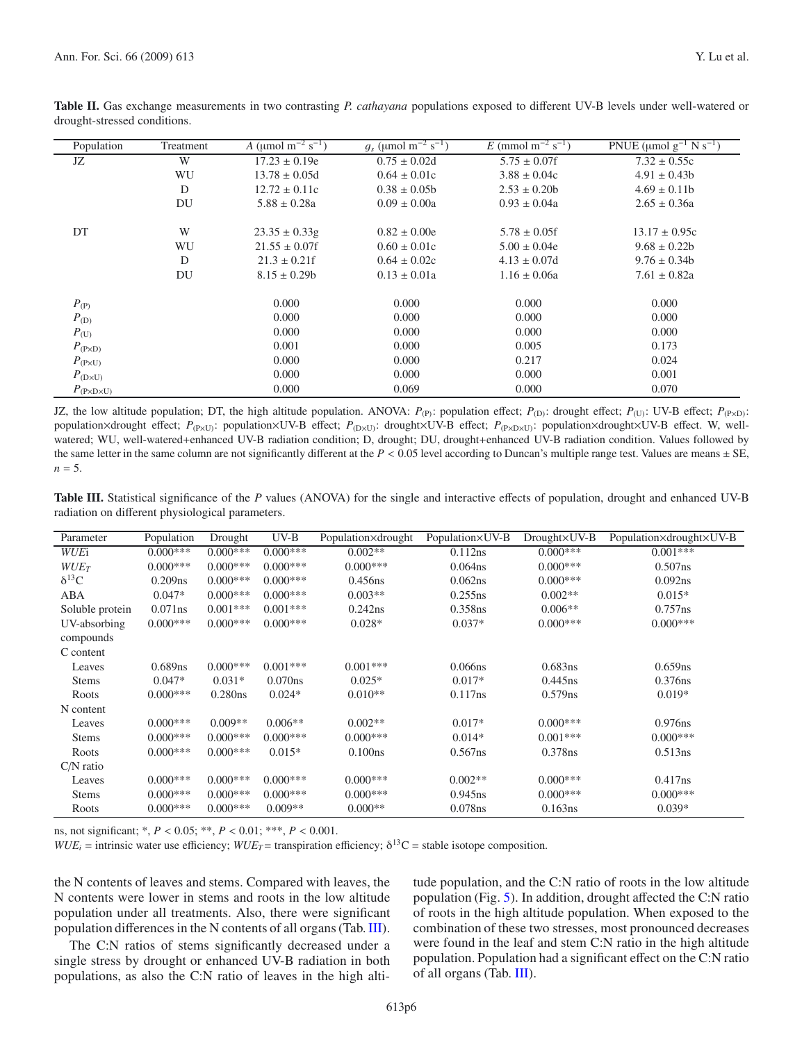**Table II.** Gas exchange measurements in two contrasting *P. cathayana* populations exposed to different UV-B levels under well-watered or drought-stressed conditions.

| Population | Treatment | $A$ (μmol m$^{-2}$ s$^{-1}$) | $g_s$ (μmol m$^{-2}$ s$^{-1}$) | $E$ (mmol m$^{-2}$ s$^{-1}$) | PNUE (μmol g$^{-1}$ N s$^{-1}$) |
|---|---|---|---|---|---|
| JZ | W | 17.23 ± 0.19e | 0.75 ± 0.02d | 5.75 ± 0.07f | 7.32 ± 0.55c |
| | WU | 13.78 ± 0.05d | 0.64 ± 0.01c | 3.88 ± 0.04c | 4.91 ± 0.43b |
| | D | 12.72 ± 0.11c | 0.38 ± 0.05b | 2.53 ± 0.20b | 4.69 ± 0.11b |
| | DU | 5.88 ± 0.28a | 0.09 ± 0.00a | 0.93 ± 0.04a | 2.65 ± 0.36a |
| DT | W | 23.35 ± 0.33g | 0.82 ± 0.00e | 5.78 ± 0.05f | 13.17 ± 0.95c |
| | WU | 21.55 ± 0.07f | 0.60 ± 0.01c | 5.00 ± 0.04e | 9.68 ± 0.22b |
| | D | 21.3 ± 0.21f | 0.64 ± 0.02c | 4.13 ± 0.07d | 9.76 ± 0.34b |
| | DU | 8.15 ± 0.29b | 0.13 ± 0.01a | 1.16 ± 0.06a | 7.61 ± 0.82a |
| $P_{(P)}$ | | 0.000 | 0.000 | 0.000 | 0.000 |
| $P_{(D)}$ | | 0.000 | 0.000 | 0.000 | 0.000 |
| $P_{(U)}$ | | 0.000 | 0.000 | 0.000 | 0.000 |
| $P_{(P\times D)}$ | | 0.001 | 0.000 | 0.005 | 0.173 |
| $P_{(P\times U)}$ | | 0.000 | 0.000 | 0.217 | 0.024 |
| $P_{(D\times U)}$ | | 0.000 | 0.000 | 0.000 | 0.001 |
| $P_{(P\times D\times U)}$ | | 0.000 | 0.069 | 0.000 | 0.070 |

JZ, the low altitude population; DT, the high altitude population. ANOVA: $P_{(P)}$: population effect; $P_{(D)}$: drought effect; $P_{(U)}$: UV-B effect; $P_{(P\times D)}$: population×drought effect; $P_{(P\times U)}$: population×UV-B effect; $P_{(D\times U)}$: drought×UV-B effect; $P_{(P\times D\times U)}$: population×drought×UV-B effect. W, well-watered; WU, well-watered+enhanced UV-B radiation condition; D, drought; DU, drought+enhanced UV-B radiation condition. Values followed by the same letter in the same column are not significantly different at the $P < 0.05$ level according to Duncan's multiple range test. Values are means ± SE, $n = 5$.

**Table III.** Statistical significance of the $P$ values (ANOVA) for the single and interactive effects of population, drought and enhanced UV-B radiation on different physiological parameters.

| Parameter | Population | Drought | UV-B | Population×drought | Population×UV-B | Drought×UV-B | Population×drought×UV-B |
|---|---|---|---|---|---|---|---|
| $WUEi$ | 0.000*** | 0.000*** | 0.000*** | 0.002** | 0.112ns | 0.000*** | 0.001*** |
| $WUE_T$ | 0.000*** | 0.000*** | 0.000*** | 0.000*** | 0.064ns | 0.000*** | 0.507ns |
| $\delta^{13}C$ | 0.209ns | 0.000*** | 0.000*** | 0.456ns | 0.062ns | 0.000*** | 0.092ns |
| ABA | 0.047* | 0.000*** | 0.000*** | 0.003** | 0.255ns | 0.002** | 0.015* |
| Soluble protein | 0.071ns | 0.001*** | 0.001*** | 0.242ns | 0.358ns | 0.006** | 0.757ns |
| UV-absorbing compounds | 0.000*** | 0.000*** | 0.000*** | 0.028* | 0.037* | 0.000*** | 0.000*** |
| C content | | | | | | | |
| Leaves | 0.689ns | 0.000*** | 0.001*** | 0.001*** | 0.066ns | 0.683ns | 0.659ns |
| Stems | 0.047* | 0.031* | 0.070ns | 0.025* | 0.017* | 0.445ns | 0.376ns |
| Roots | 0.000*** | 0.280ns | 0.024* | 0.010** | 0.117ns | 0.579ns | 0.019* |
| N content | | | | | | | |
| Leaves | 0.000*** | 0.009** | 0.006** | 0.002** | 0.017* | 0.000*** | 0.976ns |
| Stems | 0.000*** | 0.000*** | 0.000*** | 0.000*** | 0.014* | 0.001*** | 0.000*** |
| Roots | 0.000*** | 0.000*** | 0.015* | 0.100ns | 0.567ns | 0.378ns | 0.513ns |
| C/N ratio | | | | | | | |
| Leaves | 0.000*** | 0.000*** | 0.000*** | 0.000*** | 0.002** | 0.000*** | 0.417ns |
| Stems | 0.000*** | 0.000*** | 0.000*** | 0.000*** | 0.945ns | 0.000*** | 0.000*** |
| Roots | 0.000*** | 0.000*** | 0.009** | 0.000** | 0.078ns | 0.163ns | 0.039* |

ns, not significant; *, $P < 0.05$; **, $P < 0.01$; ***, $P < 0.001$.

$WUE_i$ = intrinsic water use efficiency; $WUE_T$ = transpiration efficiency; $\delta^{13}C$ = stable isotope composition.

the N contents of leaves and stems. Compared with leaves, the N contents were lower in stems and roots in the low altitude population under all treatments. Also, there were significant population differences in the N contents of all organs (Tab. III).

The C:N ratios of stems significantly decreased under a single stress by drought or enhanced UV-B radiation in both populations, as also the C:N ratio of leaves in the high altitude population, and the C:N ratio of roots in the low altitude population (Fig. 5). In addition, drought affected the C:N ratio of roots in the high altitude population. When exposed to the combination of these two stresses, most pronounced decreases were found in the leaf and stem C:N ratio in the high altitude population. Population had a significant effect on the C:N ratio of all organs (Tab. III).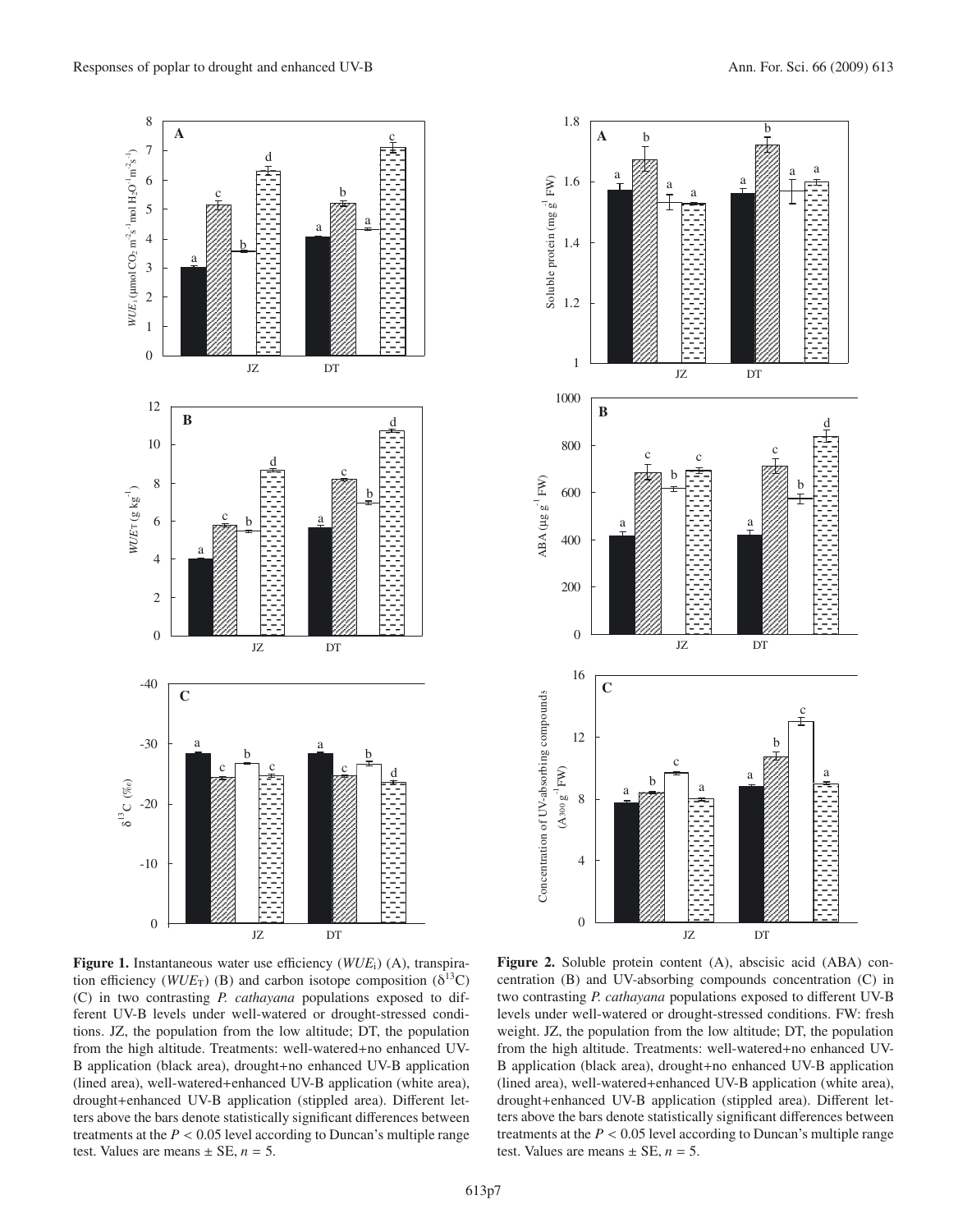A

8
7
6
5
4
3
2
1
0

$WUE_i$ (μmol $CO_2$ $m^{-2}s^{-1}$/mol $H_2O^{-1}m^{-2}s^{-1}$)

a c b d a b a c

JZ DT

B

12
10
8
6
4
2
0

$WUE_T$ (g $kg^{-1}$)

a c b d a c b d

JZ DT

C

-40
-30
-20
-10
0

$\delta^{13}C$ (‰)

a c b c a c b d

JZ DT

**Figure 1.** Instantaneous water use efficiency ($WUE_i$) (A), transpiration efficiency ($WUE_T$) (B) and carbon isotope composition ($\delta^{13}C$) (C) in two contrasting *P. cathayana* populations exposed to different UV-B levels under well-watered or drought-stressed conditions. JZ, the population from the low altitude; DT, the population from the high altitude. Treatments: well-watered+no enhanced UV-B application (black area), drought+no enhanced UV-B application (lined area), well-watered+enhanced UV-B application (white area), drought+enhanced UV-B application (stippled area). Different letters above the bars denote statistically significant differences between treatments at the $P < 0.05$ level according to Duncan's multiple range test. Values are means ± SE, $n = 5$.

A

1.8
1.6
1.4
1.2
1

Soluble protein (mg $g^{-1}$ FW)

a b a a a b a a

JZ DT

B

1000
800
600
400
200
0

ABA (μg $g^{-1}$ FW)

a c b c a c b d

JZ DT

C

16
12
8
4
0

Concentration of UV-absorbing compounds ($A_{300}$ $g^{-1}$FW)

a b c a a b c a

JZ DT

**Figure 2.** Soluble protein content (A), abscisic acid (ABA) concentration (B) and UV-absorbing compounds concentration (C) in two contrasting *P. cathayana* populations exposed to different UV-B levels under well-watered or drought-stressed conditions. FW: fresh weight. JZ, the population from the low altitude; DT, the population from the high altitude. Treatments: well-watered+no enhanced UV-B application (black area), drought+no enhanced UV-B application (lined area), well-watered+enhanced UV-B application (white area), drought+enhanced UV-B application (stippled area). Different letters above the bars denote statistically significant differences between treatments at the $P < 0.05$ level according to Duncan's multiple range test. Values are means ± SE, $n = 5$.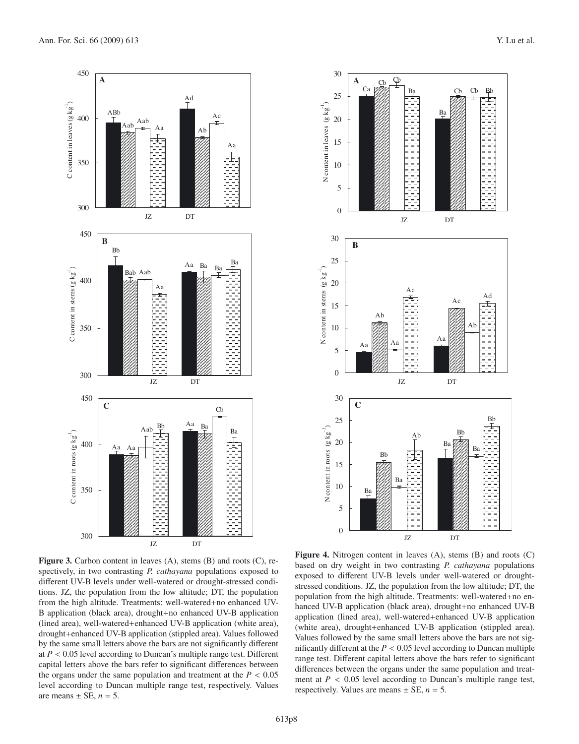A

450

400

350

300

C content in leaves (g kg$^{-1}$)

ABb Aab Aab Aa Ad Ab Ac Aa

JZ DT

B

450

400

350

300

C content in stems (g kg$^{-1}$)

Bb Bab Aab Aa Aa Ba Ba Ba

JZ DT

C

450

400

350

300

C content in roots (g kg$^{-1}$)

Aa Aa Aab Bb Aa Ba Cb Ba

JZ DT

**Figure 3.** Carbon content in leaves (A), stems (B) and roots (C), respectively, in two contrasting *P. cathayana* populations exposed to different UV-B levels under well-watered or drought-stressed conditions. JZ, the population from the low altitude; DT, the population from the high altitude. Treatments: well-watered+no enhanced UV-B application (black area), drought+no enhanced UV-B application (lined area), well-watered+enhanced UV-B application (white area), drought+enhanced UV-B application (stippled area). Values followed by the same small letters above the bars are not significantly different at $P < 0.05$ level according to Duncan's multiple range test. Different capital letters above the bars refer to significant differences between the organs under the same population and treatment at the $P < 0.05$ level according to Duncan multiple range test, respectively. Values are means ± SE, $n = 5$.

A

30

25

20

15

10

5

0

N content in leaves (g kg$^{-1}$)

Ca Cb Cb Ba Ba Cb Cb Bb

JZ DT

B

30

25

20

15

10

5

0

N content in stems (g kg$^{-1}$)

Aa Ab Aa Ac Aa Ac Ab Ad

JZ DT

C

30

25

20

15

10

5

0

N content in roots (g kg$^{-1}$)

Ba Bb Ba Ab Ba Bb Ba Bb

JZ DT

**Figure 4.** Nitrogen content in leaves (A), stems (B) and roots (C) based on dry weight in two contrasting *P. cathayana* populations exposed to different UV-B levels under well-watered or drought-stressed conditions. JZ, the population from the low altitude; DT, the population from the high altitude. Treatments: well-watered+no enhanced UV-B application (black area), drought+no enhanced UV-B application (lined area), well-watered+enhanced UV-B application (white area), drought+enhanced UV-B application (stippled area). Values followed by the same small letters above the bars are not significantly different at the $P < 0.05$ level according to Duncan multiple range test. Different capital letters above the bars refer to significant differences between the organs under the same population and treatment at $P < 0.05$ level according to Duncan's multiple range test, respectively. Values are means ± SE, $n = 5$.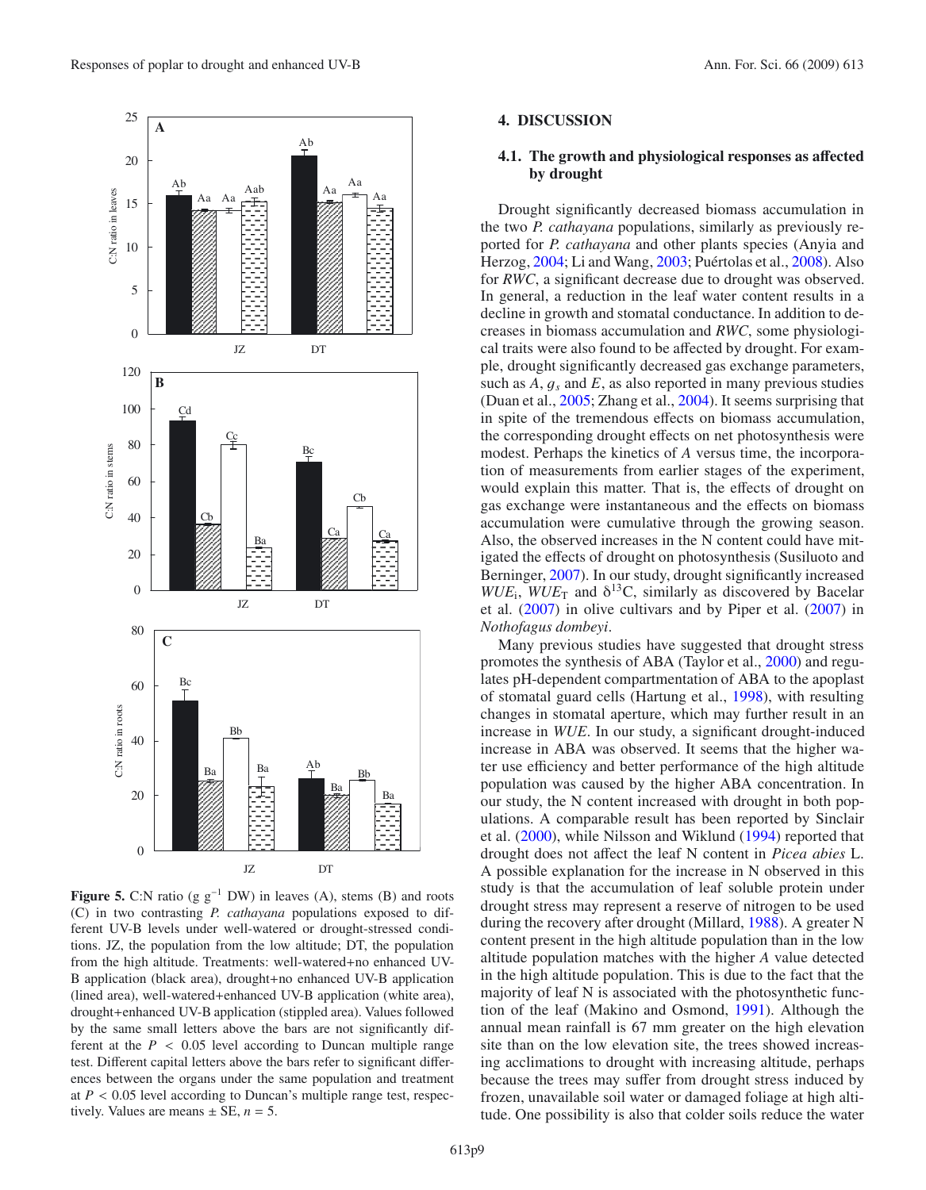A

25

20

15

10

5

0

C:N ratio in leaves

Ab Aa Aa Aab

Ab Aa Aa Aa

JZ DT

B

120

100

80

60

40

20

0

C:N ratio in stems

Cd Cb Cc Ba

Bc Ca Cb Ca

JZ DT

C

80

60

40

20

0

C:N ratio in roots

Bc Ba Bb Ba

Ab Ba Bb Ba

JZ DT

**Figure 5.** C:N ratio (g $g^{-1}$ DW) in leaves (A), stems (B) and roots (C) in two contrasting *P. cathayana* populations exposed to different UV-B levels under well-watered or drought-stressed conditions. JZ, the population from the low altitude; DT, the population from the high altitude. Treatments: well-watered+no enhanced UV-B application (black area), drought+no enhanced UV-B application (lined area), well-watered+enhanced UV-B application (white area), drought+enhanced UV-B application (stippled area). Values followed by the same small letters above the bars are not significantly different at the $P < 0.05$ level according to Duncan multiple range test. Different capital letters above the bars refer to significant differences between the organs under the same population and treatment at $P < 0.05$ level according to Duncan's multiple range test, respectively. Values are means ± SE, $n = 5$.

## 4. DISCUSSION

### 4.1. The growth and physiological responses as affected by drought

Drought significantly decreased biomass accumulation in the two *P. cathayana* populations, similarly as previously reported for *P. cathayana* and other plants species (Anyia and Herzog, 2004; Li and Wang, 2003; Puértolas et al., 2008). Also for *RWC*, a significant decrease due to drought was observed. In general, a reduction in the leaf water content results in a decline in growth and stomatal conductance. In addition to decreases in biomass accumulation and *RWC*, some physiological traits were also found to be affected by drought. For example, drought significantly decreased gas exchange parameters, such as *A*, $g_s$ and *E*, as also reported in many previous studies (Duan et al., 2005; Zhang et al., 2004). It seems surprising that in spite of the tremendous effects on biomass accumulation, the corresponding drought effects on net photosynthesis were modest. Perhaps the kinetics of *A* versus time, the incorporation of measurements from earlier stages of the experiment, would explain this matter. That is, the effects of drought on gas exchange were instantaneous and the effects on biomass accumulation were cumulative through the growing season. Also, the observed increases in the N content could have mitigated the effects of drought on photosynthesis (Susiluoto and Berninger, 2007). In our study, drought significantly increased $WUE_i$, $WUE_T$ and $\delta^{13}C$, similarly as discovered by Bacelar et al. (2007) in olive cultivars and by Piper et al. (2007) in *Nothofagus dombeyi*.

Many previous studies have suggested that drought stress promotes the synthesis of ABA (Taylor et al., 2000) and regulates pH-dependent compartmentation of ABA to the apoplast of stomatal guard cells (Hartung et al., 1998), with resulting changes in stomatal aperture, which may further result in an increase in *WUE*. In our study, a significant drought-induced increase in ABA was observed. It seems that the higher water use efficiency and better performance of the high altitude population was caused by the higher ABA concentration. In our study, the N content increased with drought in both populations. A comparable result has been reported by Sinclair et al. (2000), while Nilsson and Wiklund (1994) reported that drought does not affect the leaf N content in *Picea abies* L. A possible explanation for the increase in N observed in this study is that the accumulation of leaf soluble protein under drought stress may represent a reserve of nitrogen to be used during the recovery after drought (Millard, 1988). A greater N content present in the high altitude population than in the low altitude population matches with the higher *A* value detected in the high altitude population. This is due to the fact that the majority of leaf N is associated with the photosynthetic function of the leaf (Makino and Osmond, 1991). Although the annual mean rainfall is 67 mm greater on the high elevation site than on the low elevation site, the trees showed increasing acclimations to drought with increasing altitude, perhaps because the trees may suffer from drought stress induced by frozen, unavailable soil water or damaged foliage at high altitude. One possibility is also that colder soils reduce the water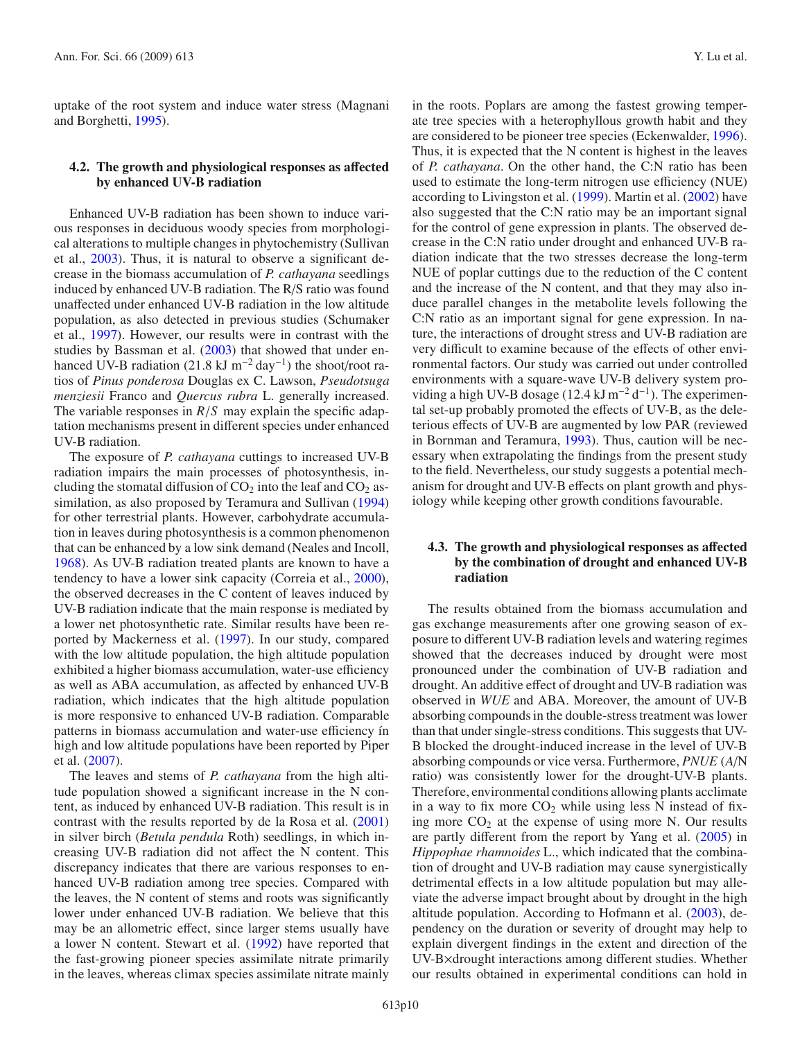uptake of the root system and induce water stress (Magnani and Borghetti, 1995).

### 4.2. The growth and physiological responses as affected by enhanced UV-B radiation

Enhanced UV-B radiation has been shown to induce various responses in deciduous woody species from morphological alterations to multiple changes in phytochemistry (Sullivan et al., 2003). Thus, it is natural to observe a significant decrease in the biomass accumulation of *P. cathayana* seedlings induced by enhanced UV-B radiation. The R/S ratio was found unaffected under enhanced UV-B radiation in the low altitude population, as also detected in previous studies (Schumaker et al., 1997). However, our results were in contrast with the studies by Bassman et al. (2003) that showed that under enhanced UV-B radiation (21.8 kJ $m^{-2}$ $day^{-1}$) the shoot/root ratios of *Pinus ponderosa* Douglas ex C. Lawson, *Pseudotsuga menziesii* Franco and *Quercus rubra* L. generally increased. The variable responses in $R/S$ may explain the specific adaptation mechanisms present in different species under enhanced UV-B radiation.

The exposure of *P. cathayana* cuttings to increased UV-B radiation impairs the main processes of photosynthesis, including the stomatal diffusion of $CO_2$ into the leaf and $CO_2$ assimilation, as also proposed by Teramura and Sullivan (1994) for other terrestrial plants. However, carbohydrate accumulation in leaves during photosynthesis is a common phenomenon that can be enhanced by a low sink demand (Neales and Incoll, 1968). As UV-B radiation treated plants are known to have a tendency to have a lower sink capacity (Correia et al., 2000), the observed decreases in the C content of leaves induced by UV-B radiation indicate that the main response is mediated by a lower net photosynthetic rate. Similar results have been reported by Mackerness et al. (1997). In our study, compared with the low altitude population, the high altitude population exhibited a higher biomass accumulation, water-use efficiency as well as ABA accumulation, as affected by enhanced UV-B radiation, which indicates that the high altitude population is more responsive to enhanced UV-B radiation. Comparable patterns in biomass accumulation and water-use efficiency ín high and low altitude populations have been reported by Piper et al. (2007).

The leaves and stems of *P. cathayana* from the high altitude population showed a significant increase in the N content, as induced by enhanced UV-B radiation. This result is in contrast with the results reported by de la Rosa et al. (2001) in silver birch (*Betula pendula* Roth) seedlings, in which increasing UV-B radiation did not affect the N content. This discrepancy indicates that there are various responses to enhanced UV-B radiation among tree species. Compared with the leaves, the N content of stems and roots was significantly lower under enhanced UV-B radiation. We believe that this may be an allometric effect, since larger stems usually have a lower N content. Stewart et al. (1992) have reported that the fast-growing pioneer species assimilate nitrate primarily in the leaves, whereas climax species assimilate nitrate mainly in the roots. Poplars are among the fastest growing temperate tree species with a heterophyllous growth habit and they are considered to be pioneer tree species (Eckenwalder, 1996). Thus, it is expected that the N content is highest in the leaves of *P. cathayana*. On the other hand, the C:N ratio has been used to estimate the long-term nitrogen use efficiency (NUE) according to Livingston et al. (1999). Martin et al. (2002) have also suggested that the C:N ratio may be an important signal for the control of gene expression in plants. The observed decrease in the C:N ratio under drought and enhanced UV-B radiation indicate that the two stresses decrease the long-term NUE of poplar cuttings due to the reduction of the C content and the increase of the N content, and that they may also induce parallel changes in the metabolite levels following the C:N ratio as an important signal for gene expression. In nature, the interactions of drought stress and UV-B radiation are very difficult to examine because of the effects of other environmental factors. Our study was carried out under controlled environments with a square-wave UV-B delivery system providing a high UV-B dosage (12.4 kJ $m^{-2}$ $d^{-1}$). The experimental set-up probably promoted the effects of UV-B, as the deleterious effects of UV-B are augmented by low PAR (reviewed in Bornman and Teramura, 1993). Thus, caution will be necessary when extrapolating the findings from the present study to the field. Nevertheless, our study suggests a potential mechanism for drought and UV-B effects on plant growth and physiology while keeping other growth conditions favourable.

### 4.3. The growth and physiological responses as affected by the combination of drought and enhanced UV-B radiation

The results obtained from the biomass accumulation and gas exchange measurements after one growing season of exposure to different UV-B radiation levels and watering regimes showed that the decreases induced by drought were most pronounced under the combination of UV-B radiation and drought. An additive effect of drought and UV-B radiation was observed in *WUE* and ABA. Moreover, the amount of UV-B absorbing compounds in the double-stress treatment was lower than that under single-stress conditions. This suggests that UV-B blocked the drought-induced increase in the level of UV-B absorbing compounds or vice versa. Furthermore, *PNUE* ($A$/N ratio) was consistently lower for the drought-UV-B plants. Therefore, environmental conditions allowing plants acclimate in a way to fix more $CO_2$ while using less N instead of fixing more $CO_2$ at the expense of using more N. Our results are partly different from the report by Yang et al. (2005) in *Hippophae rhamnoides* L., which indicated that the combination of drought and UV-B radiation may cause synergistically detrimental effects in a low altitude population but may alleviate the adverse impact brought about by drought in the high altitude population. According to Hofmann et al. (2003), dependency on the duration or severity of drought may help to explain divergent findings in the extent and direction of the UV-B×drought interactions among different studies. Whether our results obtained in experimental conditions can hold in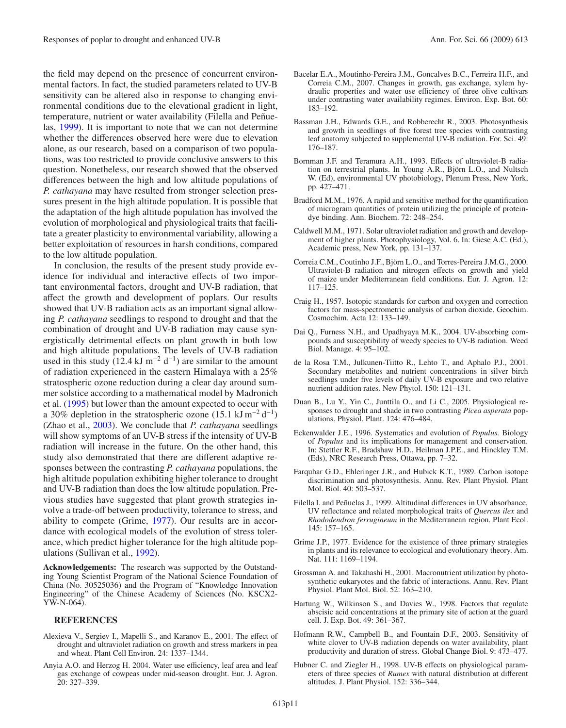the field may depend on the presence of concurrent environmental factors. In fact, the studied parameters related to UV-B sensitivity can be altered also in response to changing environmental conditions due to the elevational gradient in light, temperature, nutrient or water availability (Filella and Peñuelas, 1999). It is important to note that we can not determine whether the differences observed here were due to elevation alone, as our research, based on a comparison of two populations, was too restricted to provide conclusive answers to this question. Nonetheless, our research showed that the observed differences between the high and low altitude populations of *P. cathayana* may have resulted from stronger selection pressures present in the high altitude population. It is possible that the adaptation of the high altitude population has involved the evolution of morphological and physiological traits that facilitate a greater plasticity to environmental variability, allowing a better exploitation of resources in harsh conditions, compared to the low altitude population.

In conclusion, the results of the present study provide evidence for individual and interactive effects of two important environmental factors, drought and UV-B radiation, that affect the growth and development of poplars. Our results showed that UV-B radiation acts as an important signal allowing *P. cathayana* seedlings to respond to drought and that the combination of drought and UV-B radiation may cause synergistically detrimental effects on plant growth in both low and high altitude populations. The levels of UV-B radiation used in this study (12.4 kJ $m^{-2}$ $d^{-1}$) are similar to the amount of radiation experienced in the eastern Himalaya with a 25% stratospheric ozone reduction during a clear day around summer solstice according to a mathematical model by Madronich et al. (1995) but lower than the amount expected to occur with a 30% depletion in the stratospheric ozone (15.1 kJ $m^{-2}$ $d^{-1}$) (Zhao et al., 2003). We conclude that *P. cathayana* seedlings will show symptoms of an UV-B stress if the intensity of UV-B radiation will increase in the future. On the other hand, this study also demonstrated that there are different adaptive responses between the contrasting *P. cathayana* populations, the high altitude population exhibiting higher tolerance to drought and UV-B radiation than does the low altitude population. Previous studies have suggested that plant growth strategies involve a trade-off between productivity, tolerance to stress, and ability to compete (Grime, 1977). Our results are in accordance with ecological models of the evolution of stress tolerance, which predict higher tolerance for the high altitude populations (Sullivan et al., 1992).

**Acknowledgements:** The research was supported by the Outstanding Young Scientist Program of the National Science Foundation of China (No. 30525036) and the Program of "Knowledge Innovation Engineering" of the Chinese Academy of Sciences (No. KSCX2-YW-N-064).

## REFERENCES

Alexieva V., Sergiev I., Mapelli S., and Karanov E., 2001. The effect of drought and ultraviolet radiation on growth and stress markers in pea and wheat. Plant Cell Environ. 24: 1337–1344.

Anyia A.O. and Herzog H. 2004. Water use efficiency, leaf area and leaf gas exchange of cowpeas under mid-season drought. Eur. J. Agron. 20: 327–339.

Bacelar E.A., Moutinho-Pereira J.M., Goncalves B.C., Ferreira H.F., and Correia C.M., 2007. Changes in growth, gas exchange, xylem hydraulic properties and water use efficiency of three olive cultivars under contrasting water availability regimes. Environ. Exp. Bot. 60: 183–192.

Bassman J.H., Edwards G.E., and Robberecht R., 2003. Photosynthesis and growth in seedlings of five forest tree species with contrasting leaf anatomy subjected to supplemental UV-B radiation. For. Sci. 49: 176–187.

Bornman J.F. and Teramura A.H., 1993. Effects of ultraviolet-B radiation on terrestrial plants. In Young A.R., Björn L.O., and Nultsch W. (Ed), environmental UV photobiology, Plenum Press, New York, pp. 427–471.

Bradford M.M., 1976. A rapid and sensitive method for the quantification of microgram quantities of protein utilizing the principle of protein-dye binding. Ann. Biochem. 72: 248–254.

Caldwell M.M., 1971. Solar ultraviolet radiation and growth and development of higher plants. Photophysiology, Vol. 6. In: Giese A.C. (Ed.), Academic press, New York, pp. 131–137.

Correia C.M., Coutinho J.F., Björn L.O., and Torres-Pereira J.M.G., 2000. Ultraviolet-B radiation and nitrogen effects on growth and yield of maize under Mediterranean field conditions. Eur. J. Agron. 12: 117–125.

Craig H., 1957. Isotopic standards for carbon and oxygen and correction factors for mass-spectrometric analysis of carbon dioxide. Geochim. Cosmochim. Acta 12: 133–149.

Dai Q., Furness N.H., and Upadhyaya M.K., 2004. UV-absorbing compounds and susceptibility of weedy species to UV-B radiation. Weed Biol. Manage. 4: 95–102.

de la Rosa T.M., Julkunen-Tiitto R., Lehto T., and Aphalo P.J., 2001. Secondary metabolites and nutrient concentrations in silver birch seedlings under five levels of daily UV-B exposure and two relative nutrient addition rates. New Phytol. 150: 121–131.

Duan B., Lu Y., Yin C., Junttila O., and Li C., 2005. Physiological responses to drought and shade in two contrasting *Picea asperata* populations. Physiol. Plant. 124: 476–484.

Eckenwalder J.E., 1996. Systematics and evolution of *Populus.* Biology of *Populus* and its implications for management and conservation. In: Stettler R.F., Bradshaw H.D., Heilman J.P.E., and Hinckley T.M. (Eds), NRC Research Press, Ottawa, pp. 7–32.

Farquhar G.D., Ehleringer J.R., and Hubick K.T., 1989. Carbon isotope discrimination and photosynthesis. Annu. Rev. Plant Physiol. Plant Mol. Biol. 40: 503–537.

Filella I. and Peñuelas J., 1999. Altitudinal differences in UV absorbance, UV reflectance and related morphological traits of *Quercus ilex* and *Rhododendron ferrugineum* in the Mediterranean region. Plant Ecol. 145: 157–165.

Grime J.P., 1977. Evidence for the existence of three primary strategies in plants and its relevance to ecological and evolutionary theory. Am. Nat. 111: 1169–1194.

Grossman A. and Takahashi H., 2001. Macronutrient utilization by photosynthetic eukaryotes and the fabric of interactions. Annu. Rev. Plant Physiol. Plant Mol. Biol. 52: 163–210.

Hartung W., Wilkinson S., and Davies W., 1998. Factors that regulate abscisic acid concentrations at the primary site of action at the guard cell. J. Exp. Bot. 49: 361–367.

Hofmann R.W., Campbell B., and Fountain D.F., 2003. Sensitivity of white clover to UV-B radiation depends on water availability, plant productivity and duration of stress. Global Change Biol. 9: 473–477.

Hubner C. and Ziegler H., 1998. UV-B effects on physiological parameters of three species of *Rumex* with natural distribution at different altitudes. J. Plant Physiol. 152: 336–344.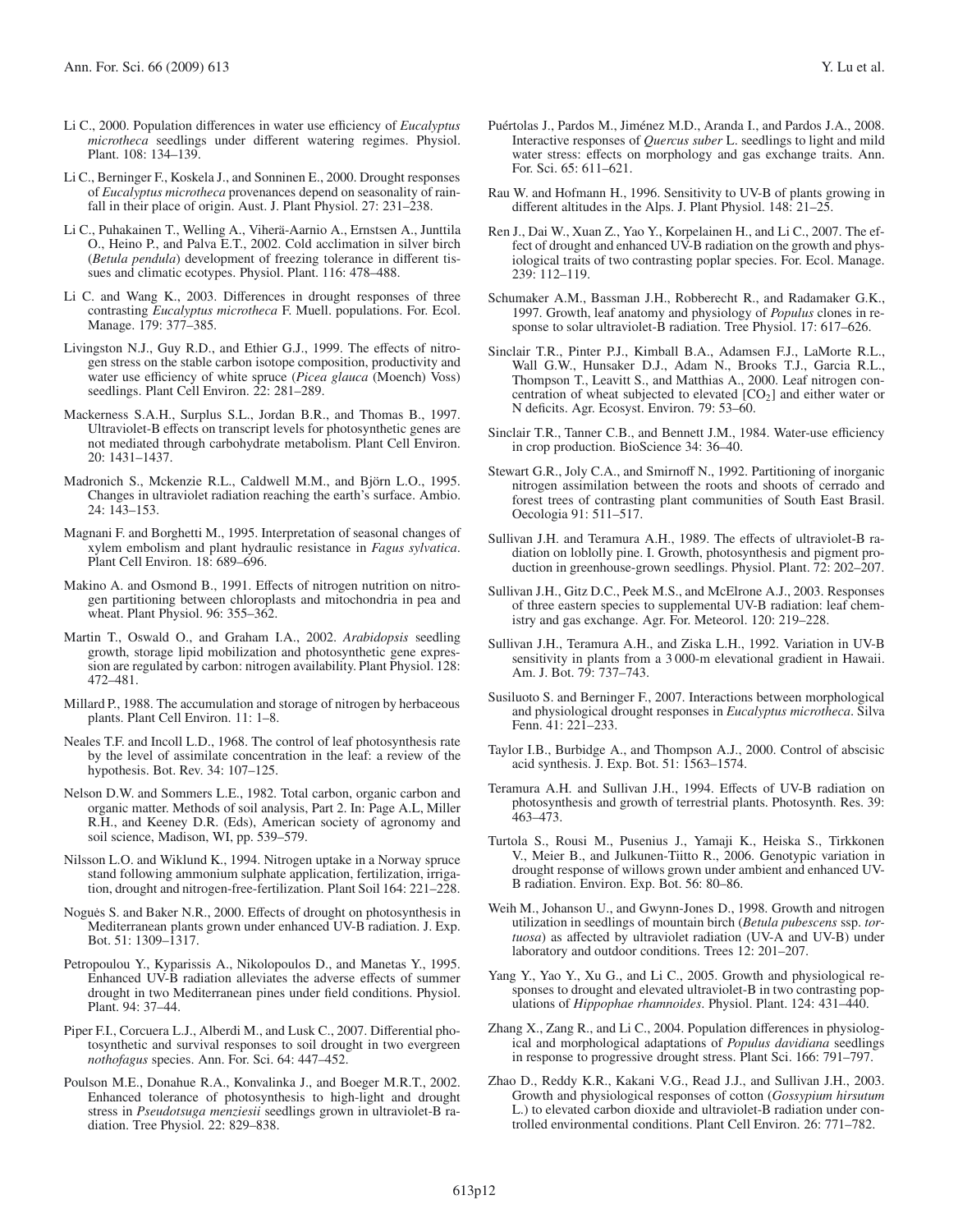Li C., 2000. Population differences in water use efficiency of *Eucalyptus microtheca* seedlings under different watering regimes. Physiol. Plant. 108: 134–139.

Li C., Berninger F., Koskela J., and Sonninen E., 2000. Drought responses of *Eucalyptus microtheca* provenances depend on seasonality of rainfall in their place of origin. Aust. J. Plant Physiol. 27: 231–238.

Li C., Puhakainen T., Welling A., Viherä-Aarnio A., Ernstsen A., Junttila O., Heino P., and Palva E.T., 2002. Cold acclimation in silver birch (*Betula pendula*) development of freezing tolerance in different tissues and climatic ecotypes. Physiol. Plant. 116: 478–488.

Li C. and Wang K., 2003. Differences in drought responses of three contrasting *Eucalyptus microtheca* F. Muell. populations. For. Ecol. Manage. 179: 377–385.

Livingston N.J., Guy R.D., and Ethier G.J., 1999. The effects of nitrogen stress on the stable carbon isotope composition, productivity and water use efficiency of white spruce (*Picea glauca* (Moench) Voss) seedlings. Plant Cell Environ. 22: 281–289.

Mackerness S.A.H., Surplus S.L., Jordan B.R., and Thomas B., 1997. Ultraviolet-B effects on transcript levels for photosynthetic genes are not mediated through carbohydrate metabolism. Plant Cell Environ. 20: 1431–1437.

Madronich S., Mckenzie R.L., Caldwell M.M., and Björn L.O., 1995. Changes in ultraviolet radiation reaching the earth's surface. Ambio. 24: 143–153.

Magnani F. and Borghetti M., 1995. Interpretation of seasonal changes of xylem embolism and plant hydraulic resistance in *Fagus sylvatica*. Plant Cell Environ. 18: 689–696.

Makino A. and Osmond B., 1991. Effects of nitrogen nutrition on nitrogen partitioning between chloroplasts and mitochondria in pea and wheat. Plant Physiol. 96: 355–362.

Martin T., Oswald O., and Graham I.A., 2002. *Arabidopsis* seedling growth, storage lipid mobilization and photosynthetic gene expression are regulated by carbon: nitrogen availability. Plant Physiol. 128: 472–481.

Millard P., 1988. The accumulation and storage of nitrogen by herbaceous plants. Plant Cell Environ. 11: 1–8.

Neales T.F. and Incoll L.D., 1968. The control of leaf photosynthesis rate by the level of assimilate concentration in the leaf: a review of the hypothesis. Bot. Rev. 34: 107–125.

Nelson D.W. and Sommers L.E., 1982. Total carbon, organic carbon and organic matter. Methods of soil analysis, Part 2. In: Page A.L, Miller R.H., and Keeney D.R. (Eds), American society of agronomy and soil science, Madison, WI, pp. 539–579.

Nilsson L.O. and Wiklund K., 1994. Nitrogen uptake in a Norway spruce stand following ammonium sulphate application, fertilization, irrigation, drought and nitrogen-free-fertilization. Plant Soil 164: 221–228.

Noguès S. and Baker N.R., 2000. Effects of drought on photosynthesis in Mediterranean plants grown under enhanced UV-B radiation. J. Exp. Bot. 51: 1309–1317.

Petropoulou Y., Kyparissis A., Nikolopoulos D., and Manetas Y., 1995. Enhanced UV-B radiation alleviates the adverse effects of summer drought in two Mediterranean pines under field conditions. Physiol. Plant. 94: 37–44.

Piper F.I., Corcuera L.J., Alberdi M., and Lusk C., 2007. Differential photosynthetic and survival responses to soil drought in two evergreen *nothofagus* species. Ann. For. Sci. 64: 447–452.

Poulson M.E., Donahue R.A., Konvalinka J., and Boeger M.R.T., 2002. Enhanced tolerance of photosynthesis to high-light and drought stress in *Pseudotsuga menziesii* seedlings grown in ultraviolet-B radiation. Tree Physiol. 22: 829–838.

Puértolas J., Pardos M., Jiménez M.D., Aranda I., and Pardos J.A., 2008. Interactive responses of *Quercus suber* L. seedlings to light and mild water stress: effects on morphology and gas exchange traits. Ann. For. Sci. 65: 611–621.

Rau W. and Hofmann H., 1996. Sensitivity to UV-B of plants growing in different altitudes in the Alps. J. Plant Physiol. 148: 21–25.

Ren J., Dai W., Xuan Z., Yao Y., Korpelainen H., and Li C., 2007. The effect of drought and enhanced UV-B radiation on the growth and physiological traits of two contrasting poplar species. For. Ecol. Manage. 239: 112–119.

Schumaker A.M., Bassman J.H., Robberecht R., and Radamaker G.K., 1997. Growth, leaf anatomy and physiology of *Populus* clones in response to solar ultraviolet-B radiation. Tree Physiol. 17: 617–626.

Sinclair T.R., Pinter P.J., Kimball B.A., Adamsen F.J., LaMorte R.L., Wall G.W., Hunsaker D.J., Adam N., Brooks T.J., Garcia R.L., Thompson T., Leavitt S., and Matthias A., 2000. Leaf nitrogen concentration of wheat subjected to elevated [$CO_2$] and either water or N deficits. Agr. Ecosyst. Environ. 79: 53–60.

Sinclair T.R., Tanner C.B., and Bennett J.M., 1984. Water-use efficiency in crop production. BioScience 34: 36–40.

Stewart G.R., Joly C.A., and Smirnoff N., 1992. Partitioning of inorganic nitrogen assimilation between the roots and shoots of cerrado and forest trees of contrasting plant communities of South East Brasil. Oecologia 91: 511–517.

Sullivan J.H. and Teramura A.H., 1989. The effects of ultraviolet-B radiation on loblolly pine. I. Growth, photosynthesis and pigment production in greenhouse-grown seedlings. Physiol. Plant. 72: 202–207.

Sullivan J.H., Gitz D.C., Peek M.S., and McElrone A.J., 2003. Responses of three eastern species to supplemental UV-B radiation: leaf chemistry and gas exchange. Agr. For. Meteorol. 120: 219–228.

Sullivan J.H., Teramura A.H., and Ziska L.H., 1992. Variation in UV-B sensitivity in plants from a 3 000-m elevational gradient in Hawaii. Am. J. Bot. 79: 737–743.

Susiluoto S. and Berninger F., 2007. Interactions between morphological and physiological drought responses in *Eucalyptus microtheca*. Silva Fenn. 41: 221–233.

Taylor I.B., Burbidge A., and Thompson A.J., 2000. Control of abscisic acid synthesis. J. Exp. Bot. 51: 1563–1574.

Teramura A.H. and Sullivan J.H., 1994. Effects of UV-B radiation on photosynthesis and growth of terrestrial plants. Photosynth. Res. 39: 463–473.

Turtola S., Rousi M., Pusenius J., Yamaji K., Heiska S., Tirkkonen V., Meier B., and Julkunen-Tiitto R., 2006. Genotypic variation in drought response of willows grown under ambient and enhanced UV-B radiation. Environ. Exp. Bot. 56: 80–86.

Weih M., Johanson U., and Gwynn-Jones D., 1998. Growth and nitrogen utilization in seedlings of mountain birch (*Betula pubescens* ssp. *tortuosa*) as affected by ultraviolet radiation (UV-A and UV-B) under laboratory and outdoor conditions. Trees 12: 201–207.

Yang Y., Yao Y., Xu G., and Li C., 2005. Growth and physiological responses to drought and elevated ultraviolet-B in two contrasting populations of *Hippophae rhamnoides*. Physiol. Plant. 124: 431–440.

Zhang X., Zang R., and Li C., 2004. Population differences in physiological and morphological adaptations of *Populus davidiana* seedlings in response to progressive drought stress. Plant Sci. 166: 791–797.

Zhao D., Reddy K.R., Kakani V.G., Read J.J., and Sullivan J.H., 2003. Growth and physiological responses of cotton (*Gossypium hirsutum* L.) to elevated carbon dioxide and ultraviolet-B radiation under controlled environmental conditions. Plant Cell Environ. 26: 771–782.